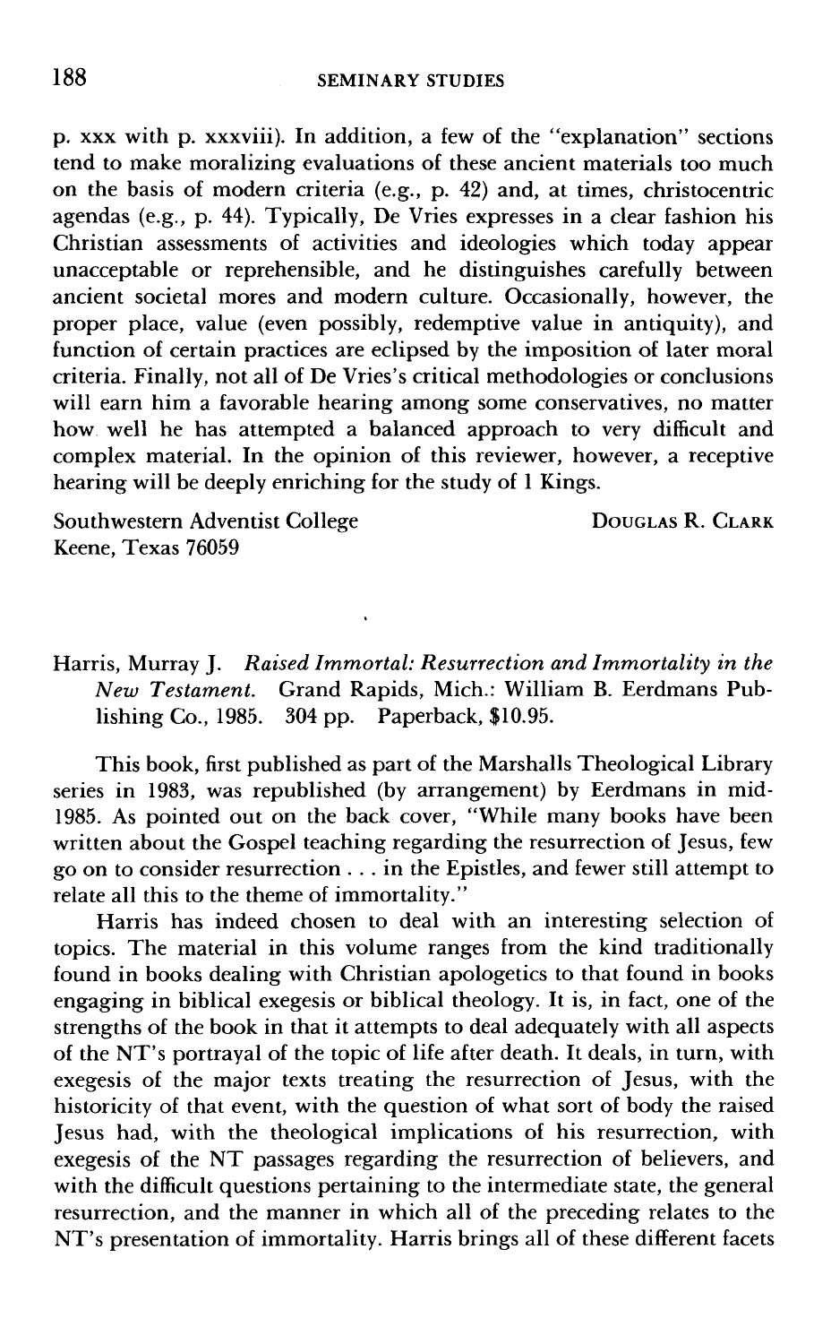p. xxx with p. xxxviii). In addition, a few of the "explanation" sections tend to make moralizing evaluations of these ancient materials too much on the basis of modern criteria (e.g., p. 42) and, at times, christocentric agendas (e.g., p. 44). Typically, De Vries expresses in a clear fashion his Christian assessments of activities and ideologies which today appear unacceptable or reprehensible, and he distinguishes carefully between ancient societal mores and modern culture. Occasionally, however, the proper place, value (even possibly, redemptive value in antiquity), and function of certain practices are eclipsed by the imposition of later moral criteria. Finally, not all of De Vries's critical methodologies or conclusions will earn him a favorable hearing among some conservatives, no matter how well he has attempted a balanced approach to very difficult and complex material. In the opinion of this reviewer, however, a receptive hearing will be deeply enriching for the study of 1 Kings.

Southwestern Adventist College
Keene, Texas 76059

DOUGLAS R. CLARK

Harris, Murray J. *Raised Immortal: Resurrection and Immortality in the New Testament.* Grand Rapids, Mich.: William B. Eerdmans Publishing Co., 1985. 304 pp. Paperback, $10.95.

This book, first published as part of the Marshalls Theological Library series in 1983, was republished (by arrangement) by Eerdmans in mid-1985. As pointed out on the back cover, "While many books have been written about the Gospel teaching regarding the resurrection of Jesus, few go on to consider resurrection . . . in the Epistles, and fewer still attempt to relate all this to the theme of immortality."

Harris has indeed chosen to deal with an interesting selection of topics. The material in this volume ranges from the kind traditionally found in books dealing with Christian apologetics to that found in books engaging in biblical exegesis or biblical theology. It is, in fact, one of the strengths of the book in that it attempts to deal adequately with all aspects of the NT's portrayal of the topic of life after death. It deals, in turn, with exegesis of the major texts treating the resurrection of Jesus, with the historicity of that event, with the question of what sort of body the raised Jesus had, with the theological implications of his resurrection, with exegesis of the NT passages regarding the resurrection of believers, and with the difficult questions pertaining to the intermediate state, the general resurrection, and the manner in which all of the preceding relates to the NT's presentation of immortality. Harris brings all of these different facets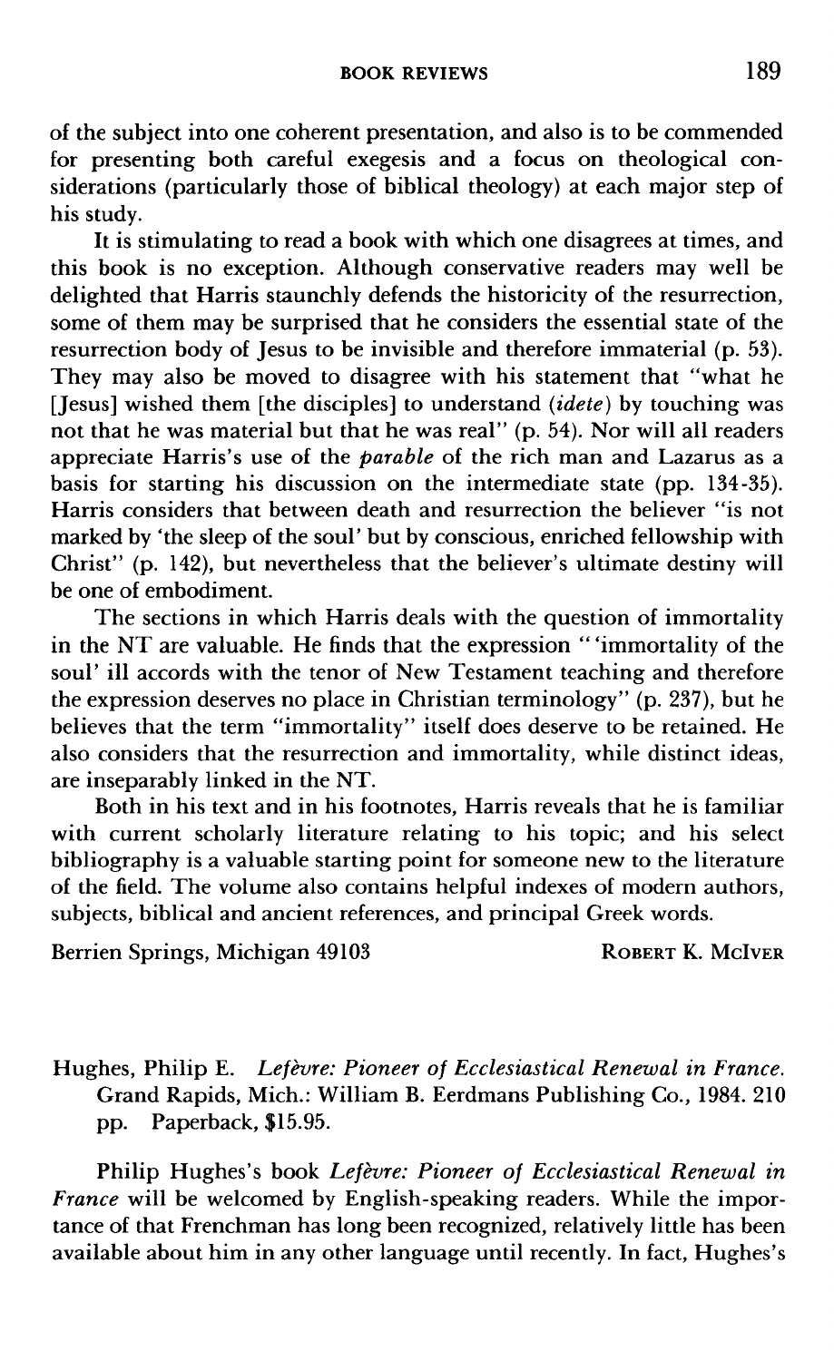of the subject into one coherent presentation, and also is to be commended for presenting both careful exegesis and a focus on theological considerations (particularly those of biblical theology) at each major step of his study.

It is stimulating to read a book with which one disagrees at times, and this book is no exception. Although conservative readers may well be delighted that Harris staunchly defends the historicity of the resurrection, some of them may be surprised that he considers the essential state of the resurrection body of Jesus to be invisible and therefore immaterial (p. 53). They may also be moved to disagree with his statement that "what he [Jesus] wished them [the disciples] to understand (*idete*) by touching was not that he was material but that he was real" (p. 54). Nor will all readers appreciate Harris's use of the *parable* of the rich man and Lazarus as a basis for starting his discussion on the intermediate state (pp. 134-35). Harris considers that between death and resurrection the believer "is not marked by 'the sleep of the soul' but by conscious, enriched fellowship with Christ" (p. 142), but nevertheless that the believer's ultimate destiny will be one of embodiment.

The sections in which Harris deals with the question of immortality in the NT are valuable. He finds that the expression "'immortality of the soul' ill accords with the tenor of New Testament teaching and therefore the expression deserves no place in Christian terminology" (p. 237), but he believes that the term "immortality" itself does deserve to be retained. He also considers that the resurrection and immortality, while distinct ideas, are inseparably linked in the NT.

Both in his text and in his footnotes, Harris reveals that he is familiar with current scholarly literature relating to his topic; and his select bibliography is a valuable starting point for someone new to the literature of the field. The volume also contains helpful indexes of modern authors, subjects, biblical and ancient references, and principal Greek words.

Berrien Springs, Michigan 49103 — ROBERT K. MCIVER

Hughes, Philip E. *Lefèvre: Pioneer of Ecclesiastical Renewal in France.* Grand Rapids, Mich.: William B. Eerdmans Publishing Co., 1984. 210 pp. Paperback, $15.95.

Philip Hughes's book *Lefèvre: Pioneer of Ecclesiastical Renewal in France* will be welcomed by English-speaking readers. While the importance of that Frenchman has long been recognized, relatively little has been available about him in any other language until recently. In fact, Hughes's